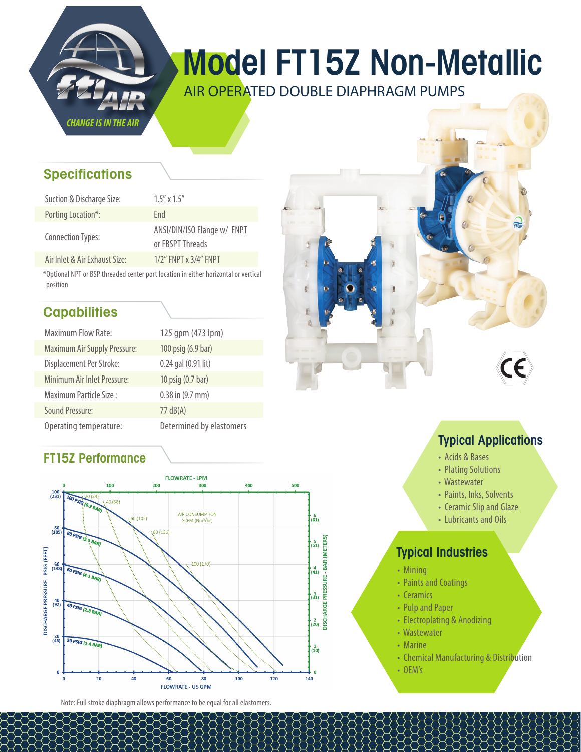# Model FT15Z Non-Metallic

AIR OPERATED DOUBLE DIAPHRAGM PUMPS

## Specifications

| | |
|---|---|
| Suction & Discharge Size: | 1.5″ x 1.5″ |
| Porting Location*: | End |
| Connection Types: | ANSI/DIN/ISO Flange w/ FNPT or FBSPT Threads |
| Air Inlet & Air Exhaust Size: | 1/2″ FNPT x 3/4″ FNPT |

*Optional NPT or BSP threaded center port location in either horizontal or vertical position

## Capabilities

| | |
|---|---|
| Maximum Flow Rate: | 125 gpm (473 lpm) |
| Maximum Air Supply Pressure: | 100 psig (6.9 bar) |
| Displacement Per Stroke: | 0.24 gal (0.91 lit) |
| Minimum Air Inlet Pressure: | 10 psig (0.7 bar) |
| Maximum Particle Size : | 0.38 in (9.7 mm) |
| Sound Pressure: | 77 dB(A) |
| Operating temperature: | Determined by elastomers |

## FT15Z Performance

Note: Full stroke diaphragm allows performance to be equal for all elastomers.

## Typical Applications

- Acids & Bases
- Plating Solutions
- Wastewater
- Paints, Inks, Solvents
- Ceramic Slip and Glaze
- Lubricants and Oils

## Typical Industries

- Mining
- Paints and Coatings
- Ceramics
- Pulp and Paper
- Electroplating & Anodizing
- Wastewater
- Marine
- Chemical Manufacturing & Distribution
- OEM's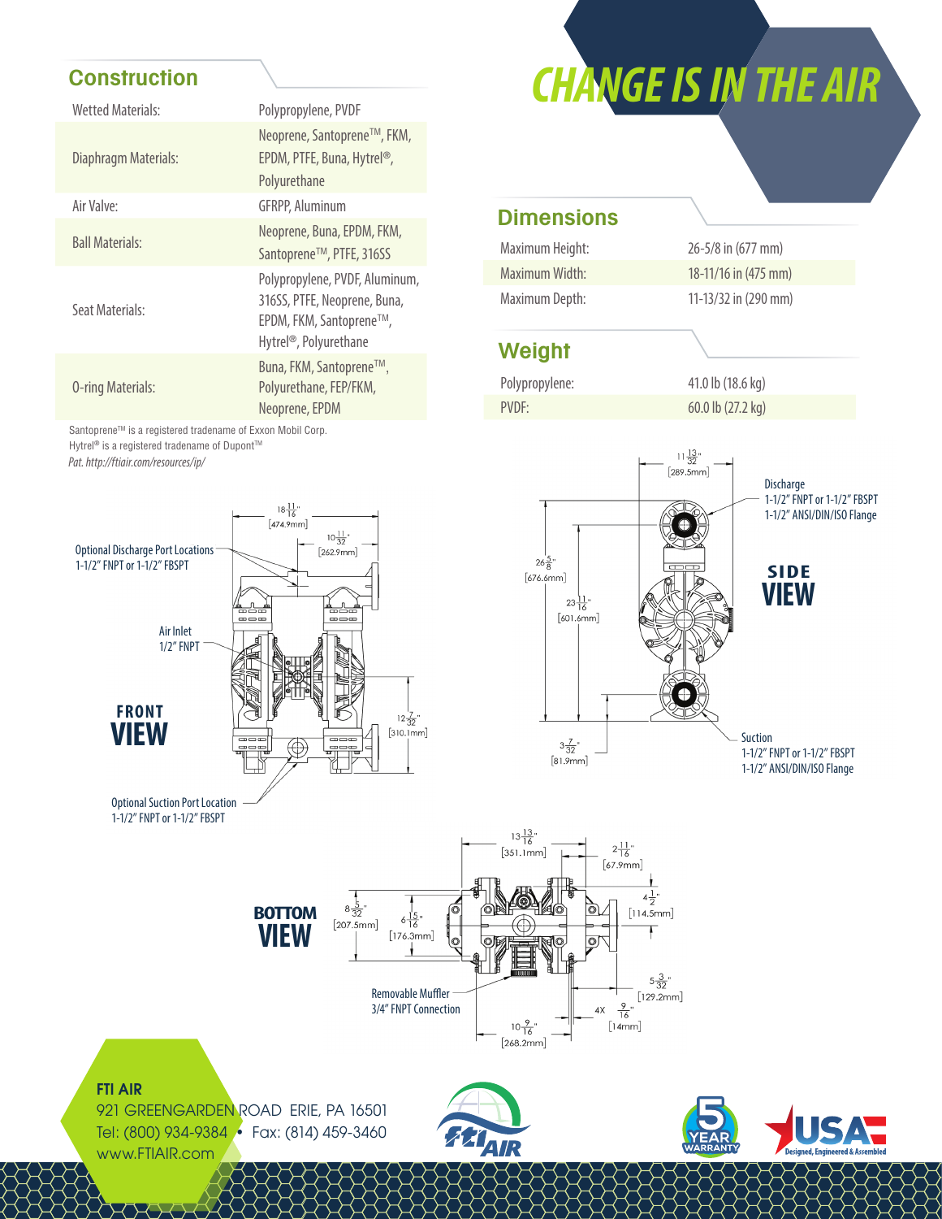## Construction

| | |
|---|---|
| Wetted Materials: | Polypropylene, PVDF |
| Diaphragm Materials: | Neoprene, Santoprene™, FKM, EPDM, PTFE, Buna, Hytrel®, Polyurethane |
| Air Valve: | GFRPP, Aluminum |
| Ball Materials: | Neoprene, Buna, EPDM, FKM, Santoprene™, PTFE, 316SS |
| Seat Materials: | Polypropylene, PVDF, Aluminum, 316SS, PTFE, Neoprene, Buna, EPDM, FKM, Santoprene™, Hytrel®, Polyurethane |
| O-ring Materials: | Buna, FKM, Santoprene™, Polyurethane, FEP/FKM, Neoprene, EPDM |

Santoprene™ is a registered tradename of Exxon Mobil Corp.
Hytrel® is a registered tradename of Dupont™
*Pat. http://ftiair.com/resources/ip/*

# CHANGE IS IN THE AIR

## Dimensions

| | |
|---|---|
| Maximum Height: | 26-5/8 in (677 mm) |
| Maximum Width: | 18-11/16 in (475 mm) |
| Maximum Depth: | 11-13/32 in (290 mm) |

## Weight

| | |
|---|---|
| Polypropylene: | 41.0 lb (18.6 kg) |
| PVDF: | 60.0 lb (27.2 kg) |

**FRONT VIEW**

18 11/16" [474.9mm]
10 11/32" [262.9mm]
12 7/32" [310.1mm]
Optional Discharge Port Locations 1-1/2" FNPT or 1-1/2" FBSPT
Air Inlet 1/2" FNPT
Optional Suction Port Location 1-1/2" FNPT or 1-1/2" FBSPT

**SIDE VIEW**

11 13/32" [289.5mm]
26 5/8" [676.6mm]
23 11/16" [601.6mm]
3 7/32" [81.9mm]
Discharge 1-1/2" FNPT or 1-1/2" FBSPT 1-1/2" ANSI/DIN/ISO Flange
Suction 1-1/2" FNPT or 1-1/2" FBSPT 1-1/2" ANSI/DIN/ISO Flange

**BOTTOM VIEW**

13 13/16" [351.1mm]
2 11/16" [67.9mm]
4 1/2" [114.5mm]
8 5/32" [207.5mm]
6 15/16" [176.3mm]
5 3/32" [129.2mm]
4X 9/16" [14mm]
10 9/16" [268.2mm]
Removable Muffler 3/4" FNPT Connection

**FTI AIR**
921 GREENGARDEN ROAD ERIE, PA 16501
Tel: (800) 934-9384 • Fax: (814) 459-3460
www.FTIAIR.com

5 YEAR WARRANTY

USA Designed, Engineered & Assembled